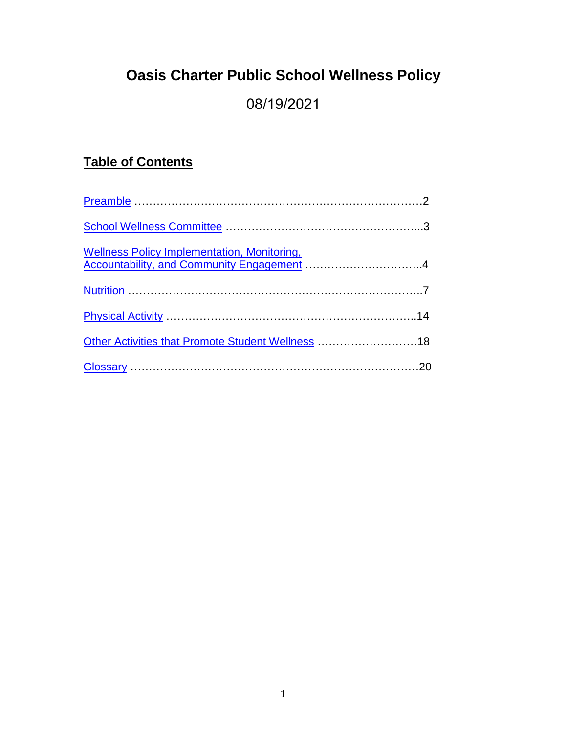# Oasis Charter Public School Wellness Policy

08/19/2021

## Table of Contents

Preamble …………………………………………………………………………2

School Wellness Committee ……………………………………………...3

Wellness Policy Implementation, Monitoring, Accountability, and Community Engagement …………………………..4

Nutrition ………………………………………………………………………..7

Physical Activity …………………………………………………………..14

Other Activities that Promote Student Wellness ………………………18

Glossary ………………………………………………………………………20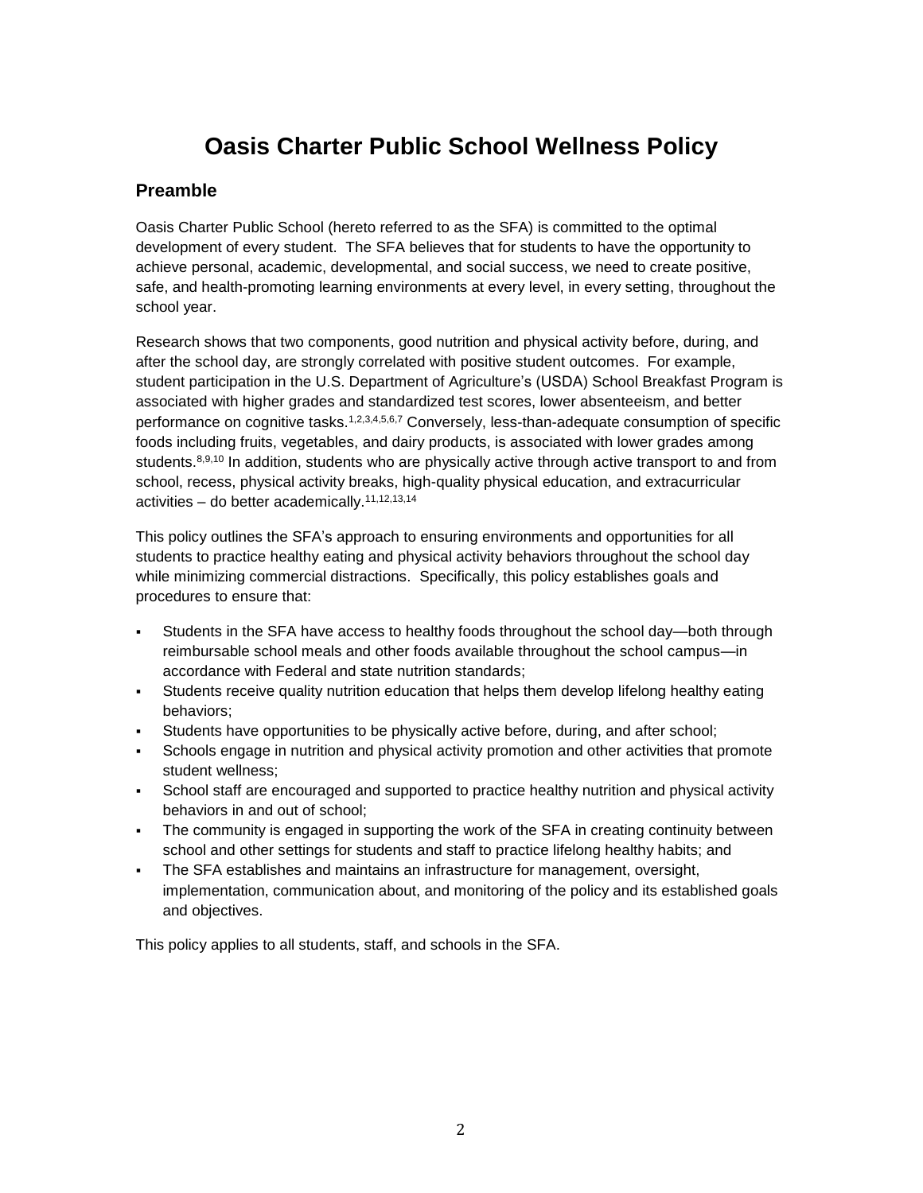# Oasis Charter Public School Wellness Policy

## Preamble

Oasis Charter Public School (hereto referred to as the SFA) is committed to the optimal development of every student. The SFA believes that for students to have the opportunity to achieve personal, academic, developmental, and social success, we need to create positive, safe, and health-promoting learning environments at every level, in every setting, throughout the school year.

Research shows that two components, good nutrition and physical activity before, during, and after the school day, are strongly correlated with positive student outcomes. For example, student participation in the U.S. Department of Agriculture's (USDA) School Breakfast Program is associated with higher grades and standardized test scores, lower absenteeism, and better performance on cognitive tasks.[1,2,3,4,5,6,7] Conversely, less-than-adequate consumption of specific foods including fruits, vegetables, and dairy products, is associated with lower grades among students.[8,9,10] In addition, students who are physically active through active transport to and from school, recess, physical activity breaks, high-quality physical education, and extracurricular activities – do better academically.[11,12,13,14]

This policy outlines the SFA's approach to ensuring environments and opportunities for all students to practice healthy eating and physical activity behaviors throughout the school day while minimizing commercial distractions. Specifically, this policy establishes goals and procedures to ensure that:

- Students in the SFA have access to healthy foods throughout the school day—both through reimbursable school meals and other foods available throughout the school campus—in accordance with Federal and state nutrition standards;
- Students receive quality nutrition education that helps them develop lifelong healthy eating behaviors;
- Students have opportunities to be physically active before, during, and after school;
- Schools engage in nutrition and physical activity promotion and other activities that promote student wellness;
- School staff are encouraged and supported to practice healthy nutrition and physical activity behaviors in and out of school;
- The community is engaged in supporting the work of the SFA in creating continuity between school and other settings for students and staff to practice lifelong healthy habits; and
- The SFA establishes and maintains an infrastructure for management, oversight, implementation, communication about, and monitoring of the policy and its established goals and objectives.

This policy applies to all students, staff, and schools in the SFA.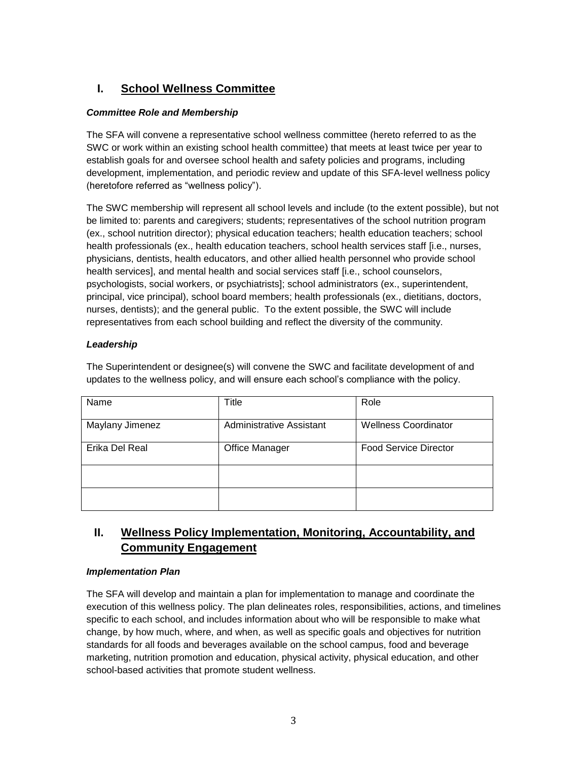## I. School Wellness Committee

### *Committee Role and Membership*

The SFA will convene a representative school wellness committee (hereto referred to as the SWC or work within an existing school health committee) that meets at least twice per year to establish goals for and oversee school health and safety policies and programs, including development, implementation, and periodic review and update of this SFA-level wellness policy (heretofore referred as "wellness policy").

The SWC membership will represent all school levels and include (to the extent possible), but not be limited to: parents and caregivers; students; representatives of the school nutrition program (ex., school nutrition director); physical education teachers; health education teachers; school health professionals (ex., health education teachers, school health services staff [i.e., nurses, physicians, dentists, health educators, and other allied health personnel who provide school health services], and mental health and social services staff [i.e., school counselors, psychologists, social workers, or psychiatrists]; school administrators (ex., superintendent, principal, vice principal), school board members; health professionals (ex., dietitians, doctors, nurses, dentists); and the general public. To the extent possible, the SWC will include representatives from each school building and reflect the diversity of the community.

### *Leadership*

The Superintendent or designee(s) will convene the SWC and facilitate development of and updates to the wellness policy, and will ensure each school's compliance with the policy.

| Name | Title | Role |
|---|---|---|
| Maylany Jimenez | Administrative Assistant | Wellness Coordinator |
| Erika Del Real | Office Manager | Food Service Director |
| | | |
| | | |

## II. Wellness Policy Implementation, Monitoring, Accountability, and Community Engagement

### *Implementation Plan*

The SFA will develop and maintain a plan for implementation to manage and coordinate the execution of this wellness policy. The plan delineates roles, responsibilities, actions, and timelines specific to each school, and includes information about who will be responsible to make what change, by how much, where, and when, as well as specific goals and objectives for nutrition standards for all foods and beverages available on the school campus, food and beverage marketing, nutrition promotion and education, physical activity, physical education, and other school-based activities that promote student wellness.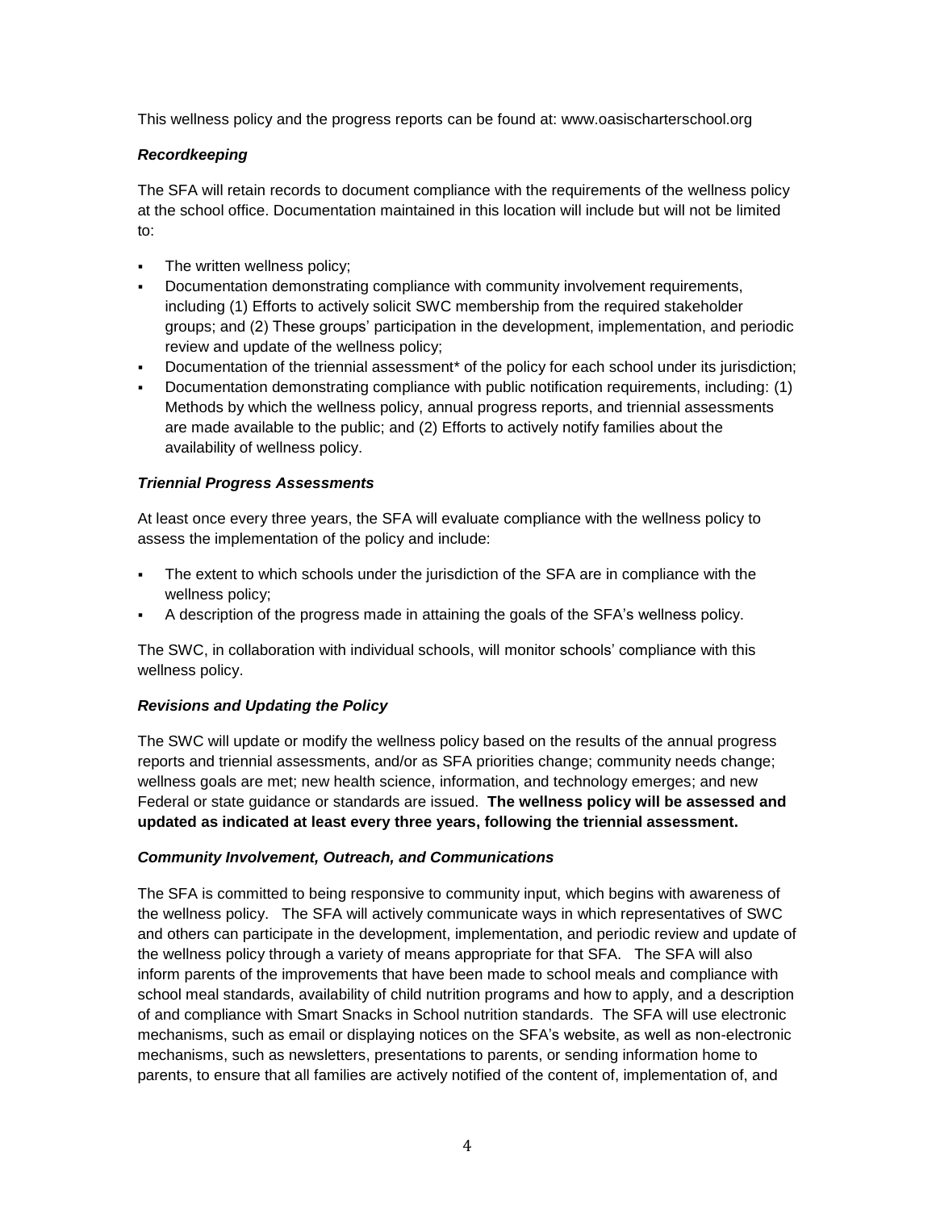This wellness policy and the progress reports can be found at: www.oasischarterschool.org

***Recordkeeping***

The SFA will retain records to document compliance with the requirements of the wellness policy at the school office. Documentation maintained in this location will include but will not be limited to:

- The written wellness policy;
- Documentation demonstrating compliance with community involvement requirements, including (1) Efforts to actively solicit SWC membership from the required stakeholder groups; and (2) These groups' participation in the development, implementation, and periodic review and update of the wellness policy;
- Documentation of the triennial assessment* of the policy for each school under its jurisdiction;
- Documentation demonstrating compliance with public notification requirements, including: (1) Methods by which the wellness policy, annual progress reports, and triennial assessments are made available to the public; and (2) Efforts to actively notify families about the availability of wellness policy.

***Triennial Progress Assessments***

At least once every three years, the SFA will evaluate compliance with the wellness policy to assess the implementation of the policy and include:

- The extent to which schools under the jurisdiction of the SFA are in compliance with the wellness policy;
- A description of the progress made in attaining the goals of the SFA's wellness policy.

The SWC, in collaboration with individual schools, will monitor schools' compliance with this wellness policy.

***Revisions and Updating the Policy***

The SWC will update or modify the wellness policy based on the results of the annual progress reports and triennial assessments, and/or as SFA priorities change; community needs change; wellness goals are met; new health science, information, and technology emerges; and new Federal or state guidance or standards are issued. **The wellness policy will be assessed and updated as indicated at least every three years, following the triennial assessment.**

***Community Involvement, Outreach, and Communications***

The SFA is committed to being responsive to community input, which begins with awareness of the wellness policy. The SFA will actively communicate ways in which representatives of SWC and others can participate in the development, implementation, and periodic review and update of the wellness policy through a variety of means appropriate for that SFA. The SFA will also inform parents of the improvements that have been made to school meals and compliance with school meal standards, availability of child nutrition programs and how to apply, and a description of and compliance with Smart Snacks in School nutrition standards. The SFA will use electronic mechanisms, such as email or displaying notices on the SFA's website, as well as non-electronic mechanisms, such as newsletters, presentations to parents, or sending information home to parents, to ensure that all families are actively notified of the content of, implementation of, and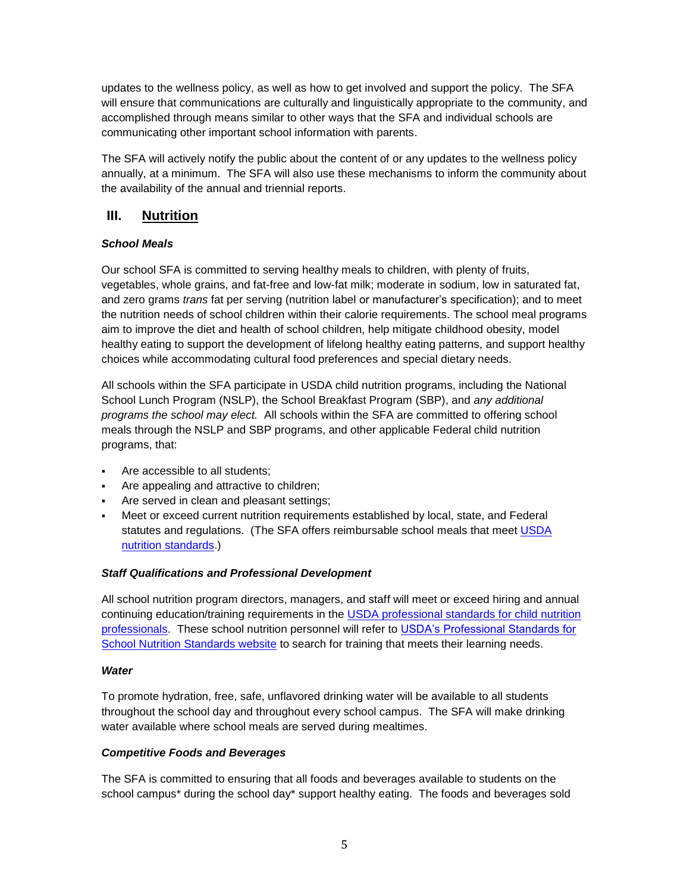updates to the wellness policy, as well as how to get involved and support the policy. The SFA will ensure that communications are culturally and linguistically appropriate to the community, and accomplished through means similar to other ways that the SFA and individual schools are communicating other important school information with parents.

The SFA will actively notify the public about the content of or any updates to the wellness policy annually, at a minimum. The SFA will also use these mechanisms to inform the community about the availability of the annual and triennial reports.

## III. Nutrition

***School Meals***

Our school SFA is committed to serving healthy meals to children, with plenty of fruits, vegetables, whole grains, and fat-free and low-fat milk; moderate in sodium, low in saturated fat, and zero grams *trans* fat per serving (nutrition label or manufacturer's specification); and to meet the nutrition needs of school children within their calorie requirements. The school meal programs aim to improve the diet and health of school children, help mitigate childhood obesity, model healthy eating to support the development of lifelong healthy eating patterns, and support healthy choices while accommodating cultural food preferences and special dietary needs.

All schools within the SFA participate in USDA child nutrition programs, including the National School Lunch Program (NSLP), the School Breakfast Program (SBP), and *any additional programs the school may elect.* All schools within the SFA are committed to offering school meals through the NSLP and SBP programs, and other applicable Federal child nutrition programs, that:

- Are accessible to all students;
- Are appealing and attractive to children;
- Are served in clean and pleasant settings;
- Meet or exceed current nutrition requirements established by local, state, and Federal statutes and regulations. (The SFA offers reimbursable school meals that meet USDA nutrition standards.)

***Staff Qualifications and Professional Development***

All school nutrition program directors, managers, and staff will meet or exceed hiring and annual continuing education/training requirements in the USDA professional standards for child nutrition professionals. These school nutrition personnel will refer to USDA's Professional Standards for School Nutrition Standards website to search for training that meets their learning needs.

***Water***

To promote hydration, free, safe, unflavored drinking water will be available to all students throughout the school day and throughout every school campus. The SFA will make drinking water available where school meals are served during mealtimes.

***Competitive Foods and Beverages***

The SFA is committed to ensuring that all foods and beverages available to students on the school campus* during the school day* support healthy eating. The foods and beverages sold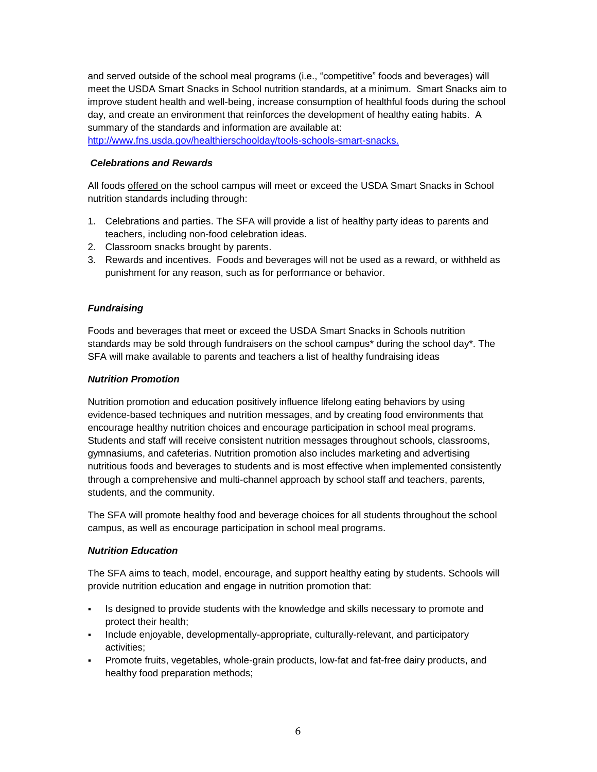and served outside of the school meal programs (i.e., "competitive" foods and beverages) will meet the USDA Smart Snacks in School nutrition standards, at a minimum. Smart Snacks aim to improve student health and well-being, increase consumption of healthful foods during the school day, and create an environment that reinforces the development of healthy eating habits. A summary of the standards and information are available at: [http://www.fns.usda.gov/healthierschoolday/tools-schools-smart-snacks.](http://www.fns.usda.gov/healthierschoolday/tools-schools-smart-snacks)

### *Celebrations and Rewards*

All foods <u>offered</u> on the school campus will meet or exceed the USDA Smart Snacks in School nutrition standards including through:

1. Celebrations and parties. The SFA will provide a list of healthy party ideas to parents and teachers, including non-food celebration ideas.
2. Classroom snacks brought by parents.
3. Rewards and incentives. Foods and beverages will not be used as a reward, or withheld as punishment for any reason, such as for performance or behavior.

### *Fundraising*

Foods and beverages that meet or exceed the USDA Smart Snacks in Schools nutrition standards may be sold through fundraisers on the school campus* during the school day*. The SFA will make available to parents and teachers a list of healthy fundraising ideas

### *Nutrition Promotion*

Nutrition promotion and education positively influence lifelong eating behaviors by using evidence-based techniques and nutrition messages, and by creating food environments that encourage healthy nutrition choices and encourage participation in school meal programs. Students and staff will receive consistent nutrition messages throughout schools, classrooms, gymnasiums, and cafeterias. Nutrition promotion also includes marketing and advertising nutritious foods and beverages to students and is most effective when implemented consistently through a comprehensive and multi-channel approach by school staff and teachers, parents, students, and the community.

The SFA will promote healthy food and beverage choices for all students throughout the school campus, as well as encourage participation in school meal programs.

### *Nutrition Education*

The SFA aims to teach, model, encourage, and support healthy eating by students. Schools will provide nutrition education and engage in nutrition promotion that:

- Is designed to provide students with the knowledge and skills necessary to promote and protect their health;
- Include enjoyable, developmentally-appropriate, culturally-relevant, and participatory activities;
- Promote fruits, vegetables, whole-grain products, low-fat and fat-free dairy products, and healthy food preparation methods;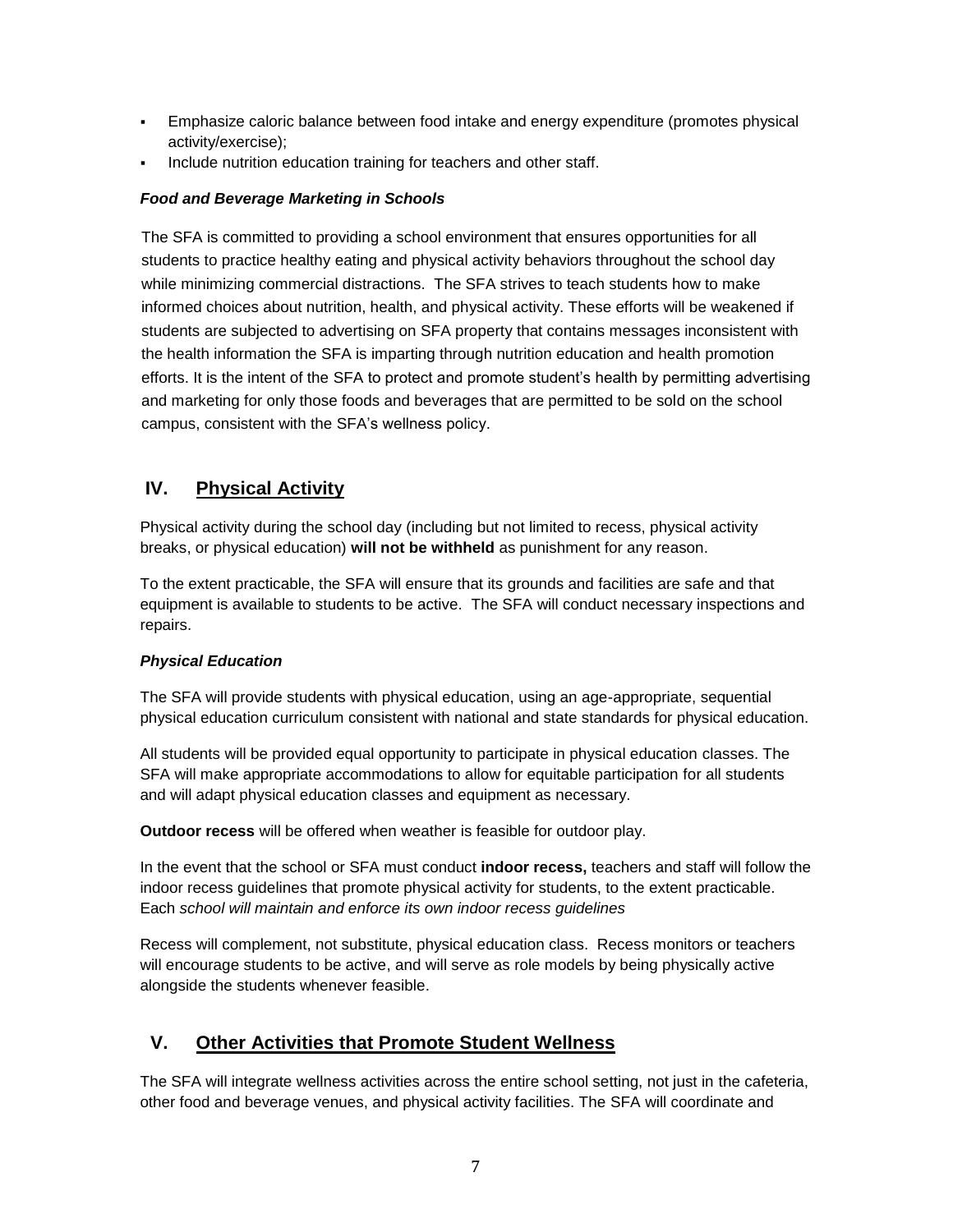- Emphasize caloric balance between food intake and energy expenditure (promotes physical activity/exercise);
- Include nutrition education training for teachers and other staff.

***Food and Beverage Marketing in Schools***

The SFA is committed to providing a school environment that ensures opportunities for all students to practice healthy eating and physical activity behaviors throughout the school day while minimizing commercial distractions. The SFA strives to teach students how to make informed choices about nutrition, health, and physical activity. These efforts will be weakened if students are subjected to advertising on SFA property that contains messages inconsistent with the health information the SFA is imparting through nutrition education and health promotion efforts. It is the intent of the SFA to protect and promote student's health by permitting advertising and marketing for only those foods and beverages that are permitted to be sold on the school campus, consistent with the SFA's wellness policy.

## IV. Physical Activity

Physical activity during the school day (including but not limited to recess, physical activity breaks, or physical education) **will not be withheld** as punishment for any reason.

To the extent practicable, the SFA will ensure that its grounds and facilities are safe and that equipment is available to students to be active. The SFA will conduct necessary inspections and repairs.

***Physical Education***

The SFA will provide students with physical education, using an age-appropriate, sequential physical education curriculum consistent with national and state standards for physical education.

All students will be provided equal opportunity to participate in physical education classes. The SFA will make appropriate accommodations to allow for equitable participation for all students and will adapt physical education classes and equipment as necessary.

**Outdoor recess** will be offered when weather is feasible for outdoor play.

In the event that the school or SFA must conduct **indoor recess,** teachers and staff will follow the indoor recess guidelines that promote physical activity for students, to the extent practicable. Each *school will maintain and enforce its own indoor recess guidelines*

Recess will complement, not substitute, physical education class. Recess monitors or teachers will encourage students to be active, and will serve as role models by being physically active alongside the students whenever feasible.

## V. Other Activities that Promote Student Wellness

The SFA will integrate wellness activities across the entire school setting, not just in the cafeteria, other food and beverage venues, and physical activity facilities. The SFA will coordinate and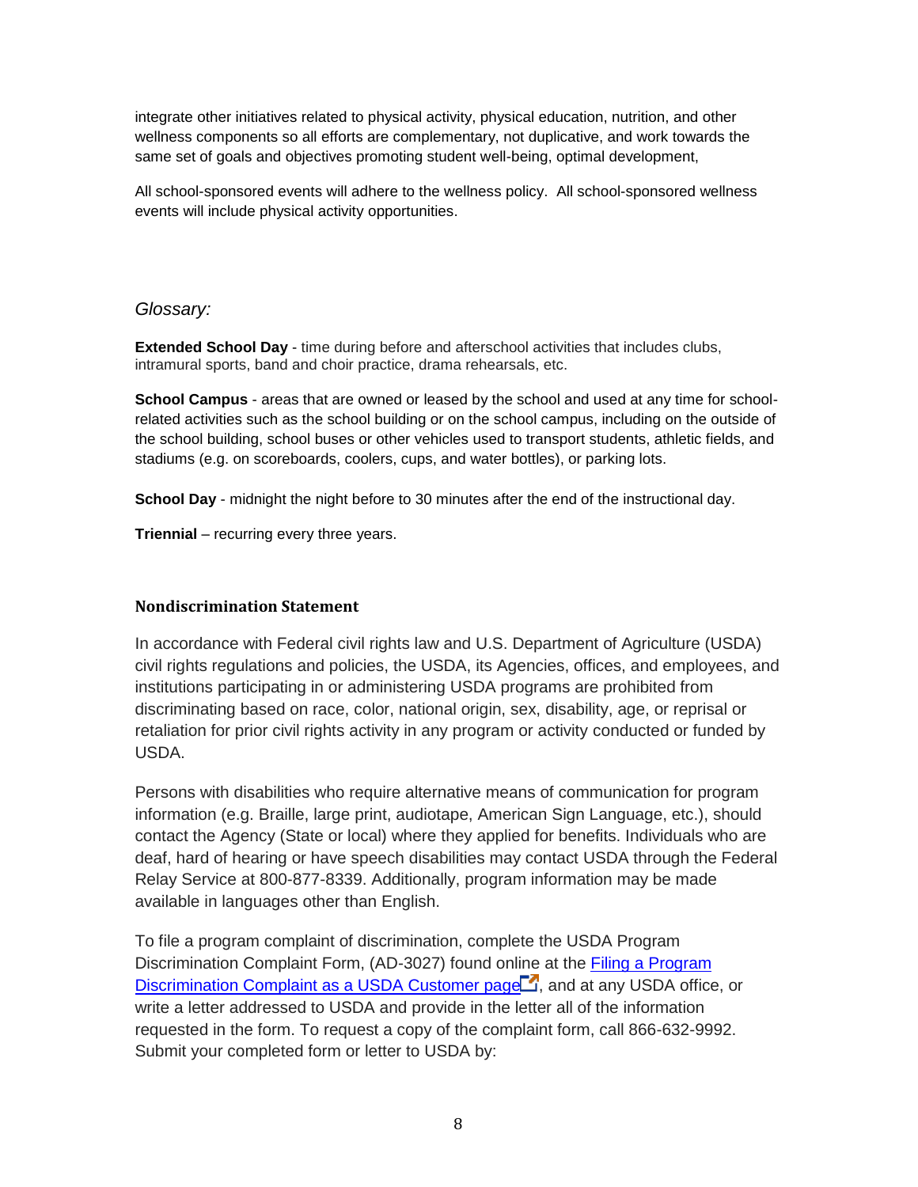integrate other initiatives related to physical activity, physical education, nutrition, and other wellness components so all efforts are complementary, not duplicative, and work towards the same set of goals and objectives promoting student well-being, optimal development,

All school-sponsored events will adhere to the wellness policy. All school-sponsored wellness events will include physical activity opportunities.

*Glossary:*

**Extended School Day** - time during before and afterschool activities that includes clubs, intramural sports, band and choir practice, drama rehearsals, etc.

**School Campus** - areas that are owned or leased by the school and used at any time for school-related activities such as the school building or on the school campus, including on the outside of the school building, school buses or other vehicles used to transport students, athletic fields, and stadiums (e.g. on scoreboards, coolers, cups, and water bottles), or parking lots.

**School Day** - midnight the night before to 30 minutes after the end of the instructional day.

**Triennial** – recurring every three years.

### Nondiscrimination Statement

In accordance with Federal civil rights law and U.S. Department of Agriculture (USDA) civil rights regulations and policies, the USDA, its Agencies, offices, and employees, and institutions participating in or administering USDA programs are prohibited from discriminating based on race, color, national origin, sex, disability, age, or reprisal or retaliation for prior civil rights activity in any program or activity conducted or funded by USDA.

Persons with disabilities who require alternative means of communication for program information (e.g. Braille, large print, audiotape, American Sign Language, etc.), should contact the Agency (State or local) where they applied for benefits. Individuals who are deaf, hard of hearing or have speech disabilities may contact USDA through the Federal Relay Service at 800-877-8339. Additionally, program information may be made available in languages other than English.

To file a program complaint of discrimination, complete the USDA Program Discrimination Complaint Form, (AD-3027) found online at the Filing a Program Discrimination Complaint as a USDA Customer page, and at any USDA office, or write a letter addressed to USDA and provide in the letter all of the information requested in the form. To request a copy of the complaint form, call 866-632-9992. Submit your completed form or letter to USDA by: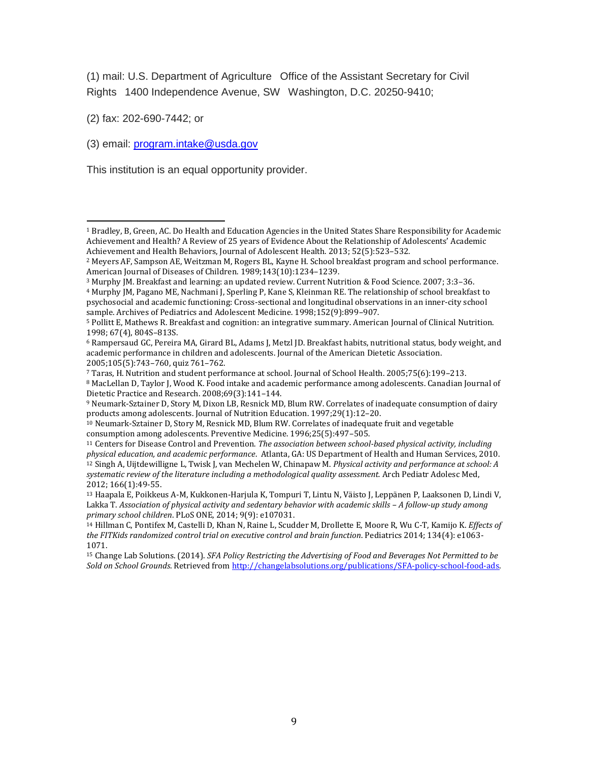(1) mail: U.S. Department of Agriculture Office of the Assistant Secretary for Civil Rights 1400 Independence Avenue, SW Washington, D.C. 20250-9410;

(2) fax: 202-690-7442; or

(3) email: [program.intake@usda.gov](mailto:program.intake@usda.gov)

This institution is an equal opportunity provider.

---

[1] Bradley, B, Green, AC. Do Health and Education Agencies in the United States Share Responsibility for Academic Achievement and Health? A Review of 25 years of Evidence About the Relationship of Adolescents' Academic Achievement and Health Behaviors, Journal of Adolescent Health. 2013; 52(5):523–532.

[2] Meyers AF, Sampson AE, Weitzman M, Rogers BL, Kayne H. School breakfast program and school performance. American Journal of Diseases of Children. 1989;143(10):1234–1239.

[3] Murphy JM. Breakfast and learning: an updated review. Current Nutrition & Food Science. 2007; 3:3–36.

[4] Murphy JM, Pagano ME, Nachmani J, Sperling P, Kane S, Kleinman RE. The relationship of school breakfast to psychosocial and academic functioning: Cross-sectional and longitudinal observations in an inner-city school sample. Archives of Pediatrics and Adolescent Medicine. 1998;152(9):899–907.

[5] Pollitt E, Mathews R. Breakfast and cognition: an integrative summary. American Journal of Clinical Nutrition. 1998; 67(4), 804S–813S.

[6] Rampersaud GC, Pereira MA, Girard BL, Adams J, Metzl JD. Breakfast habits, nutritional status, body weight, and academic performance in children and adolescents. Journal of the American Dietetic Association. 2005;105(5):743–760, quiz 761–762.

[7] Taras, H. Nutrition and student performance at school. Journal of School Health. 2005;75(6):199–213.

[8] MacLellan D, Taylor J, Wood K. Food intake and academic performance among adolescents. Canadian Journal of Dietetic Practice and Research. 2008;69(3):141–144.

[9] Neumark-Sztainer D, Story M, Dixon LB, Resnick MD, Blum RW. Correlates of inadequate consumption of dairy products among adolescents. Journal of Nutrition Education. 1997;29(1):12–20.

[10] Neumark-Sztainer D, Story M, Resnick MD, Blum RW. Correlates of inadequate fruit and vegetable consumption among adolescents. Preventive Medicine. 1996;25(5):497–505.

[11] Centers for Disease Control and Prevention. *The association between school-based physical activity, including physical education, and academic performance*. Atlanta, GA: US Department of Health and Human Services, 2010.

[12] Singh A, Uijtdewilligne L, Twisk J, van Mechelen W, Chinapaw M. *Physical activity and performance at school: A systematic review of the literature including a methodological quality assessment.* Arch Pediatr Adolesc Med, 2012; 166(1):49-55.

[13] Haapala E, Poikkeus A-M, Kukkonen-Harjula K, Tompuri T, Lintu N, Väisto J, Leppänen P, Laaksonen D, Lindi V, Lakka T. *Association of physical activity and sedentary behavior with academic skills – A follow-up study among primary school children*. PLoS ONE, 2014; 9(9): e107031.

[14] Hillman C, Pontifex M, Castelli D, Khan N, Raine L, Scudder M, Drollette E, Moore R, Wu C-T, Kamijo K. *Effects of the FITKids randomized control trial on executive control and brain function*. Pediatrics 2014; 134(4): e1063-1071.

[15] Change Lab Solutions. (2014). *SFA Policy Restricting the Advertising of Food and Beverages Not Permitted to be Sold on School Grounds*. Retrieved from [http://changelabsolutions.org/publications/SFA-policy-school-food-ads](http://changelabsolutions.org/publications/SFA-policy-school-food-ads).